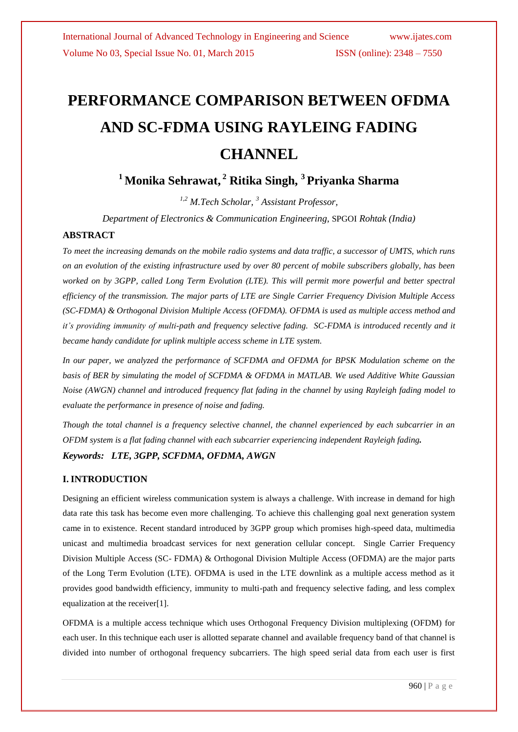# PERFORMANCE COMPARISON BETWEEN OFDMA AND SC-FDMA USING RAYLEING FADING CHANNEL

**[1] Monika Sehrawat, [2] Ritika Singh, [3] Priyanka Sharma**

*[1,2] M.Tech Scholar, [3] Assistant Professor,*

*Department of Electronics & Communication Engineering,* SPGOI *Rohtak (India)*

## ABSTRACT

*To meet the increasing demands on the mobile radio systems and data traffic, a successor of UMTS, which runs on an evolution of the existing infrastructure used by over 80 percent of mobile subscribers globally, has been worked on by 3GPP, called Long Term Evolution (LTE). This will permit more powerful and better spectral efficiency of the transmission. The major parts of LTE are Single Carrier Frequency Division Multiple Access (SC-FDMA) & Orthogonal Division Multiple Access (OFDMA). OFDMA is used as multiple access method and it's providing immunity of multi-path and frequency selective fading. SC-FDMA is introduced recently and it became handy candidate for uplink multiple access scheme in LTE system.*

*In our paper, we analyzed the performance of SCFDMA and OFDMA for BPSK Modulation scheme on the basis of BER by simulating the model of SCFDMA & OFDMA in MATLAB. We used Additive White Gaussian Noise (AWGN) channel and introduced frequency flat fading in the channel by using Rayleigh fading model to evaluate the performance in presence of noise and fading.*

*Though the total channel is a frequency selective channel, the channel experienced by each subcarrier in an OFDM system is a flat fading channel with each subcarrier experiencing independent Rayleigh fading.*

***Keywords:* LTE, 3GPP, SCFDMA, OFDMA, AWGN**

## I. INTRODUCTION

Designing an efficient wireless communication system is always a challenge. With increase in demand for high data rate this task has become even more challenging. To achieve this challenging goal next generation system came in to existence. Recent standard introduced by 3GPP group which promises high-speed data, multimedia unicast and multimedia broadcast services for next generation cellular concept. Single Carrier Frequency Division Multiple Access (SC- FDMA) & Orthogonal Division Multiple Access (OFDMA) are the major parts of the Long Term Evolution (LTE). OFDMA is used in the LTE downlink as a multiple access method as it provides good bandwidth efficiency, immunity to multi-path and frequency selective fading, and less complex equalization at the receiver[1].

OFDMA is a multiple access technique which uses Orthogonal Frequency Division multiplexing (OFDM) for each user. In this technique each user is allotted separate channel and available frequency band of that channel is divided into number of orthogonal frequency subcarriers. The high speed serial data from each user is first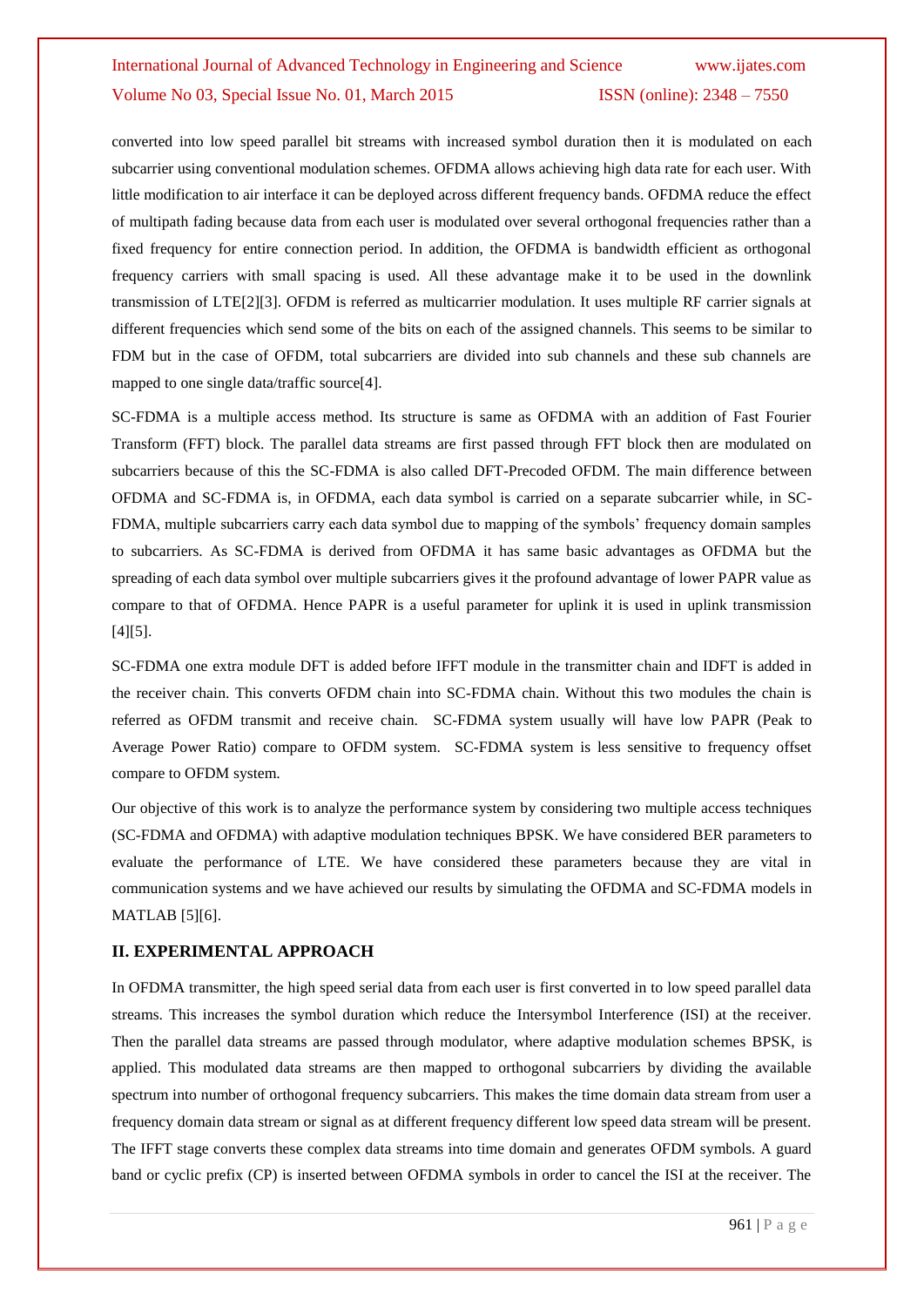converted into low speed parallel bit streams with increased symbol duration then it is modulated on each subcarrier using conventional modulation schemes. OFDMA allows achieving high data rate for each user. With little modification to air interface it can be deployed across different frequency bands. OFDMA reduce the effect of multipath fading because data from each user is modulated over several orthogonal frequencies rather than a fixed frequency for entire connection period. In addition, the OFDMA is bandwidth efficient as orthogonal frequency carriers with small spacing is used. All these advantage make it to be used in the downlink transmission of LTE[2][3]. OFDM is referred as multicarrier modulation. It uses multiple RF carrier signals at different frequencies which send some of the bits on each of the assigned channels. This seems to be similar to FDM but in the case of OFDM, total subcarriers are divided into sub channels and these sub channels are mapped to one single data/traffic source[4].

SC-FDMA is a multiple access method. Its structure is same as OFDMA with an addition of Fast Fourier Transform (FFT) block. The parallel data streams are first passed through FFT block then are modulated on subcarriers because of this the SC-FDMA is also called DFT-Precoded OFDM. The main difference between OFDMA and SC-FDMA is, in OFDMA, each data symbol is carried on a separate subcarrier while, in SC-FDMA, multiple subcarriers carry each data symbol due to mapping of the symbols' frequency domain samples to subcarriers. As SC-FDMA is derived from OFDMA it has same basic advantages as OFDMA but the spreading of each data symbol over multiple subcarriers gives it the profound advantage of lower PAPR value as compare to that of OFDMA. Hence PAPR is a useful parameter for uplink it is used in uplink transmission [4][5].

SC-FDMA one extra module DFT is added before IFFT module in the transmitter chain and IDFT is added in the receiver chain. This converts OFDM chain into SC-FDMA chain. Without this two modules the chain is referred as OFDM transmit and receive chain. SC-FDMA system usually will have low PAPR (Peak to Average Power Ratio) compare to OFDM system. SC-FDMA system is less sensitive to frequency offset compare to OFDM system.

Our objective of this work is to analyze the performance system by considering two multiple access techniques (SC-FDMA and OFDMA) with adaptive modulation techniques BPSK. We have considered BER parameters to evaluate the performance of LTE. We have considered these parameters because they are vital in communication systems and we have achieved our results by simulating the OFDMA and SC-FDMA models in MATLAB [5][6].

## II. EXPERIMENTAL APPROACH

In OFDMA transmitter, the high speed serial data from each user is first converted in to low speed parallel data streams. This increases the symbol duration which reduce the Intersymbol Interference (ISI) at the receiver. Then the parallel data streams are passed through modulator, where adaptive modulation schemes BPSK, is applied. This modulated data streams are then mapped to orthogonal subcarriers by dividing the available spectrum into number of orthogonal frequency subcarriers. This makes the time domain data stream from user a frequency domain data stream or signal as at different frequency different low speed data stream will be present. The IFFT stage converts these complex data streams into time domain and generates OFDM symbols. A guard band or cyclic prefix (CP) is inserted between OFDMA symbols in order to cancel the ISI at the receiver. The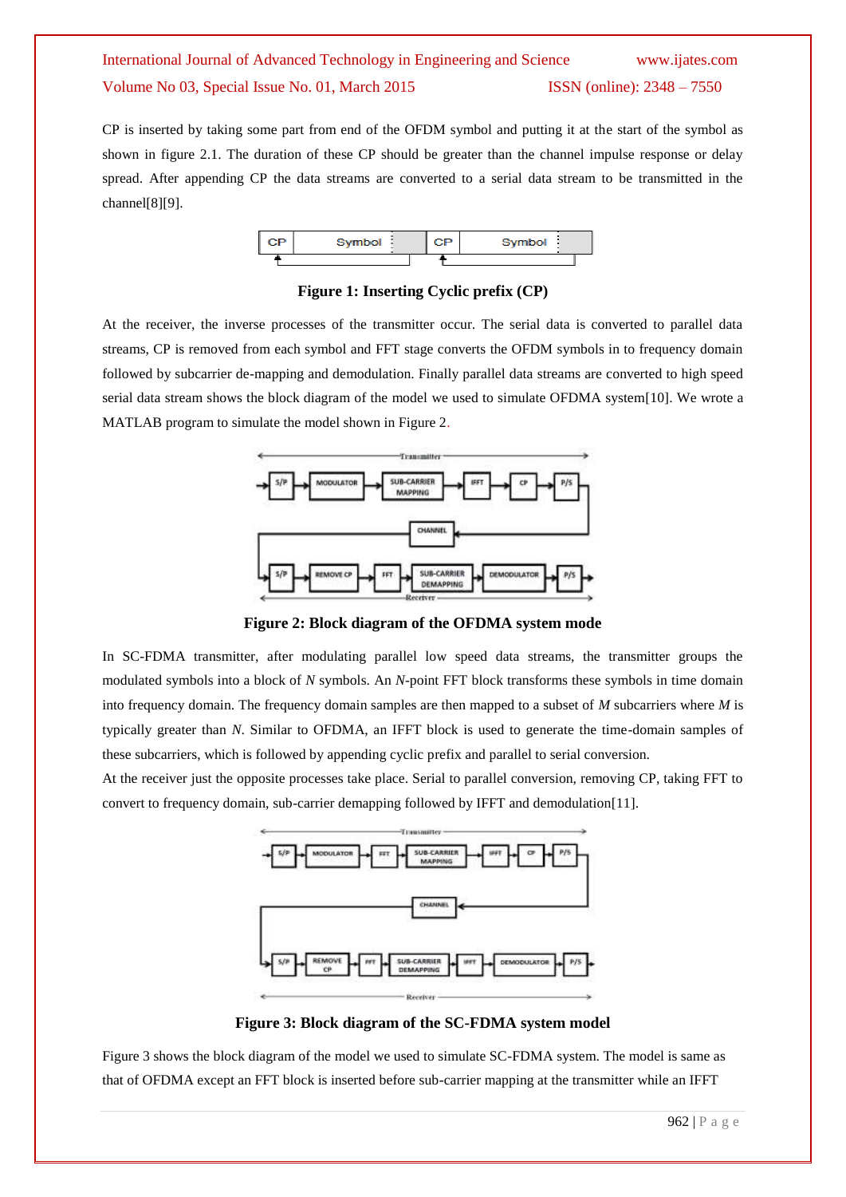CP is inserted by taking some part from end of the OFDM symbol and putting it at the start of the symbol as shown in figure 2.1. The duration of these CP should be greater than the channel impulse response or delay spread. After appending CP the data streams are converted to a serial data stream to be transmitted in the channel[8][9].

**Figure 1: Inserting Cyclic prefix (CP)**

At the receiver, the inverse processes of the transmitter occur. The serial data is converted to parallel data streams, CP is removed from each symbol and FFT stage converts the OFDM symbols in to frequency domain followed by subcarrier de-mapping and demodulation. Finally parallel data streams are converted to high speed serial data stream shows the block diagram of the model we used to simulate OFDMA system[10]. We wrote a MATLAB program to simulate the model shown in Figure 2.

**Figure 2: Block diagram of the OFDMA system mode**

In SC-FDMA transmitter, after modulating parallel low speed data streams, the transmitter groups the modulated symbols into a block of *N* symbols. An *N*-point FFT block transforms these symbols in time domain into frequency domain. The frequency domain samples are then mapped to a subset of *M* subcarriers where *M* is typically greater than *N*. Similar to OFDMA, an IFFT block is used to generate the time-domain samples of these subcarriers, which is followed by appending cyclic prefix and parallel to serial conversion.

At the receiver just the opposite processes take place. Serial to parallel conversion, removing CP, taking FFT to convert to frequency domain, sub-carrier demapping followed by IFFT and demodulation[11].

**Figure 3: Block diagram of the SC-FDMA system model**

Figure 3 shows the block diagram of the model we used to simulate SC-FDMA system. The model is same as that of OFDMA except an FFT block is inserted before sub-carrier mapping at the transmitter while an IFFT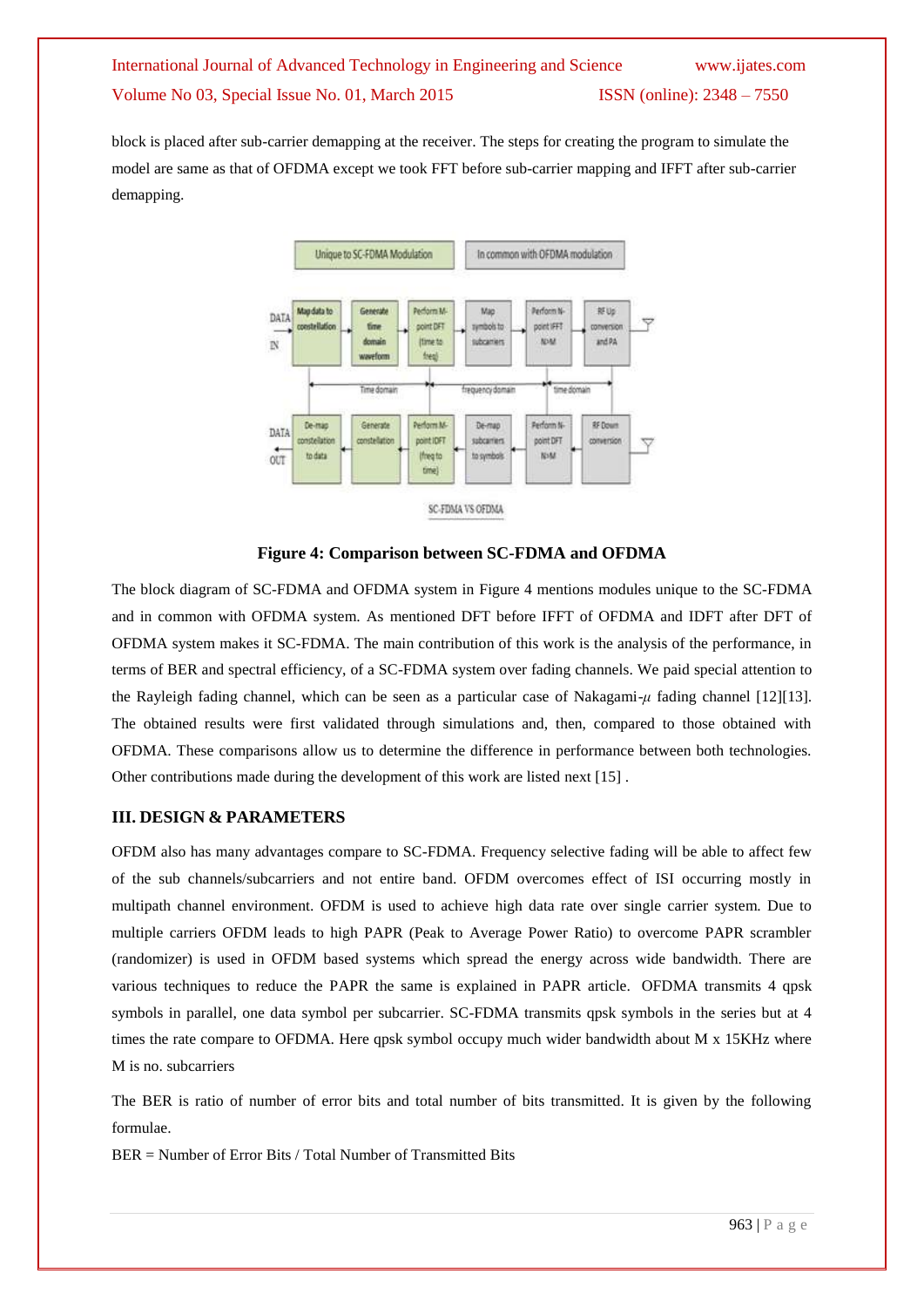block is placed after sub-carrier demapping at the receiver. The steps for creating the program to simulate the model are same as that of OFDMA except we took FFT before sub-carrier mapping and IFFT after sub-carrier demapping.

**Figure 4: Comparison between SC-FDMA and OFDMA**

The block diagram of SC-FDMA and OFDMA system in Figure 4 mentions modules unique to the SC-FDMA and in common with OFDMA system. As mentioned DFT before IFFT of OFDMA and IDFT after DFT of OFDMA system makes it SC-FDMA. The main contribution of this work is the analysis of the performance, in terms of BER and spectral efficiency, of a SC-FDMA system over fading channels. We paid special attention to the Rayleigh fading channel, which can be seen as a particular case of Nakagami-$\mu$ fading channel [12][13]. The obtained results were first validated through simulations and, then, compared to those obtained with OFDMA. These comparisons allow us to determine the difference in performance between both technologies. Other contributions made during the development of this work are listed next [15] .

## III. DESIGN & PARAMETERS

OFDM also has many advantages compare to SC-FDMA. Frequency selective fading will be able to affect few of the sub channels/subcarriers and not entire band. OFDM overcomes effect of ISI occurring mostly in multipath channel environment. OFDM is used to achieve high data rate over single carrier system. Due to multiple carriers OFDM leads to high PAPR (Peak to Average Power Ratio) to overcome PAPR scrambler (randomizer) is used in OFDM based systems which spread the energy across wide bandwidth. There are various techniques to reduce the PAPR the same is explained in PAPR article. OFDMA transmits 4 qpsk symbols in parallel, one data symbol per subcarrier. SC-FDMA transmits qpsk symbols in the series but at 4 times the rate compare to OFDMA. Here qpsk symbol occupy much wider bandwidth about M x 15KHz where M is no. subcarriers

The BER is ratio of number of error bits and total number of bits transmitted. It is given by the following formulae.

BER = Number of Error Bits / Total Number of Transmitted Bits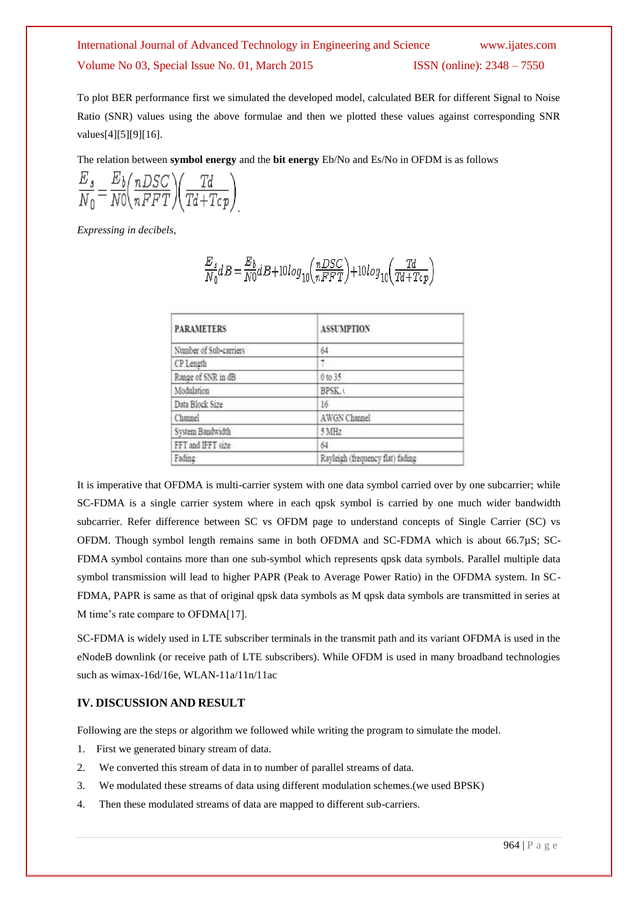To plot BER performance first we simulated the developed model, calculated BER for different Signal to Noise Ratio (SNR) values using the above formulae and then we plotted these values against corresponding SNR values[4][5][9][16].

The relation between **symbol energy** and the **bit energy** Eb/No and Es/No in OFDM is as follows

$$\frac{E_s}{N_0} = \frac{E_b}{N0}\left(\frac{nDSC}{nFFT}\right)\left(\frac{Td}{Td+Tcp}\right).$$

*Expressing in decibels,*

$$\frac{E_s}{N_0}dB = \frac{E_b}{N0}dB + 10log_{10}\left(\frac{nDSC}{nFFT}\right) + 10log_{10}\left(\frac{Td}{Td+Tcp}\right)$$

| PARAMETERS | ASSUMPTION |
| --- | --- |
| Number of Sub-carriers | 64 |
| CP Length | 7 |
| Range of SNR in dB | 0 to 35 |
| Modulation | BPSK. |
| Data Block Size | 16 |
| Channel | AWGN Channel |
| System Bandwidth | 5 MHz |
| FFT and IFFT size | 64 |
| Fading | Rayleigh (frequency flat) fading |

It is imperative that OFDMA is multi-carrier system with one data symbol carried over by one subcarrier; while SC-FDMA is a single carrier system where in each qpsk symbol is carried by one much wider bandwidth subcarrier. Refer difference between SC vs OFDM page to understand concepts of Single Carrier (SC) vs OFDM. Though symbol length remains same in both OFDMA and SC-FDMA which is about 66.7µS; SC-FDMA symbol contains more than one sub-symbol which represents qpsk data symbols. Parallel multiple data symbol transmission will lead to higher PAPR (Peak to Average Power Ratio) in the OFDMA system. In SC-FDMA, PAPR is same as that of original qpsk data symbols as M qpsk data symbols are transmitted in series at M time's rate compare to OFDMA[17].

SC-FDMA is widely used in LTE subscriber terminals in the transmit path and its variant OFDMA is used in the eNodeB downlink (or receive path of LTE subscribers). While OFDM is used in many broadband technologies such as wimax-16d/16e, WLAN-11a/11n/11ac

## IV. DISCUSSION AND RESULT

Following are the steps or algorithm we followed while writing the program to simulate the model.

1. First we generated binary stream of data.
2. We converted this stream of data in to number of parallel streams of data.
3. We modulated these streams of data using different modulation schemes.(we used BPSK)
4. Then these modulated streams of data are mapped to different sub-carriers.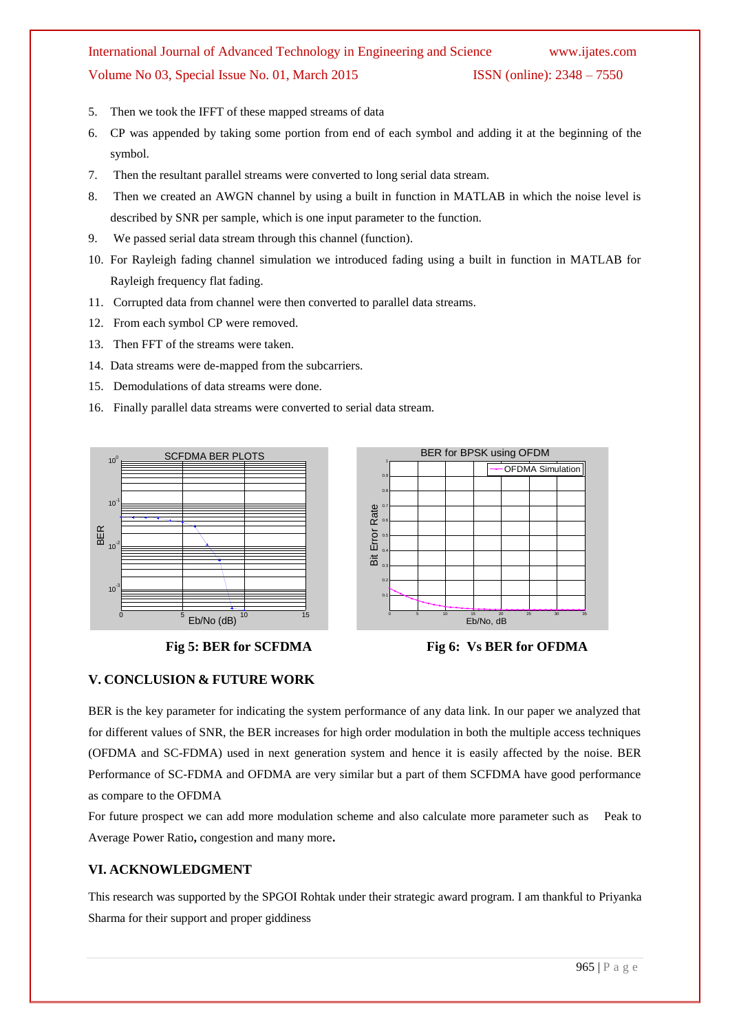5. Then we took the IFFT of these mapped streams of data
6. CP was appended by taking some portion from end of each symbol and adding it at the beginning of the symbol.
7. Then the resultant parallel streams were converted to long serial data stream.
8. Then we created an AWGN channel by using a built in function in MATLAB in which the noise level is described by SNR per sample, which is one input parameter to the function.
9. We passed serial data stream through this channel (function).
10. For Rayleigh fading channel simulation we introduced fading using a built in function in MATLAB for Rayleigh frequency flat fading.
11. Corrupted data from channel were then converted to parallel data streams.
12. From each symbol CP were removed.
13. Then FFT of the streams were taken.
14. Data streams were de-mapped from the subcarriers.
15. Demodulations of data streams were done.
16. Finally parallel data streams were converted to serial data stream.

**Fig 5: BER for SCFDMA**

**Fig 6: Vs BER for OFDMA**

## V. CONCLUSION & FUTURE WORK

BER is the key parameter for indicating the system performance of any data link. In our paper we analyzed that for different values of SNR, the BER increases for high order modulation in both the multiple access techniques (OFDMA and SC-FDMA) used in next generation system and hence it is easily affected by the noise. BER Performance of SC-FDMA and OFDMA are very similar but a part of them SCFDMA have good performance as compare to the OFDMA

For future prospect we can add more modulation scheme and also calculate more parameter such as Peak to Average Power Ratio**,** congestion and many more**.**

## VI. ACKNOWLEDGMENT

This research was supported by the SPGOI Rohtak under their strategic award program. I am thankful to Priyanka Sharma for their support and proper giddiness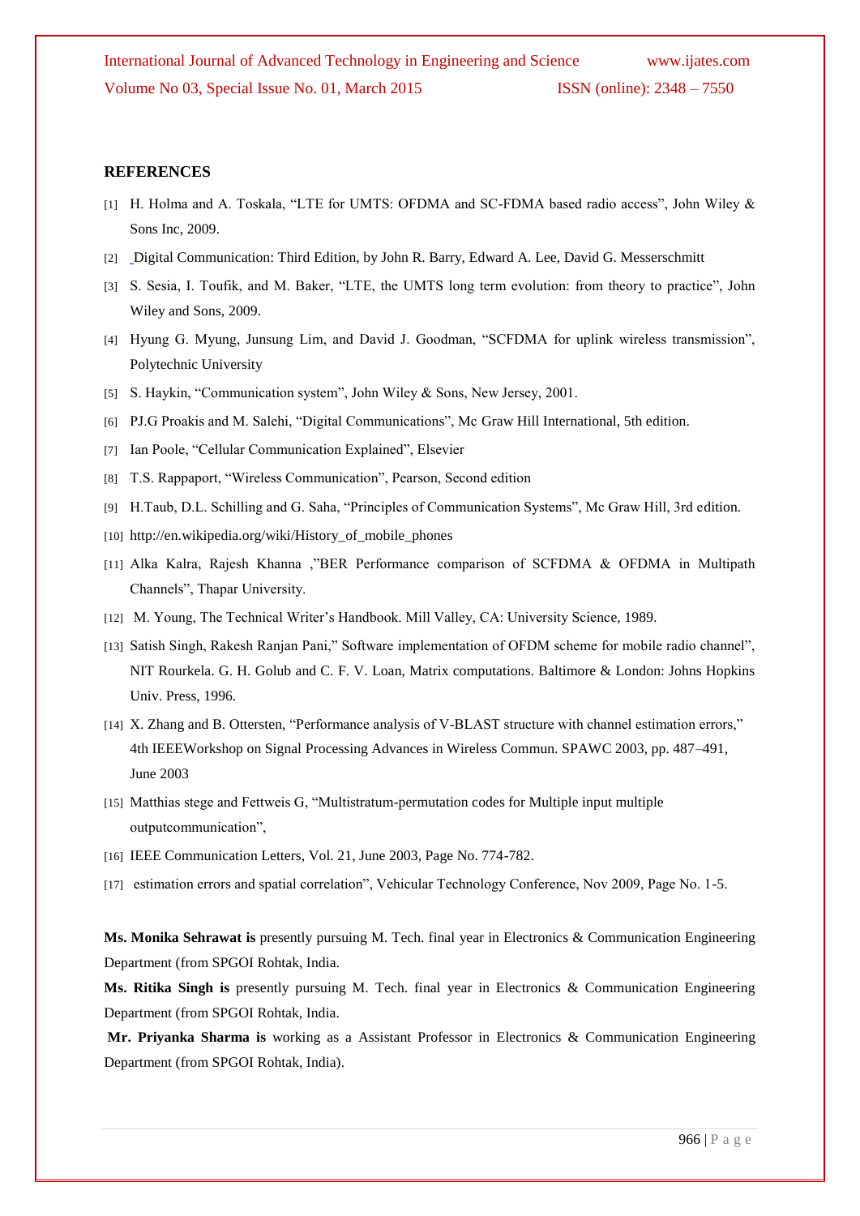## REFERENCES

[1] H. Holma and A. Toskala, "LTE for UMTS: OFDMA and SC-FDMA based radio access", John Wiley & Sons Inc, 2009.

[2] Digital Communication: Third Edition, by John R. Barry, Edward A. Lee, David G. Messerschmitt

[3] S. Sesia, I. Toufik, and M. Baker, "LTE, the UMTS long term evolution: from theory to practice", John Wiley and Sons, 2009.

[4] Hyung G. Myung, Junsung Lim, and David J. Goodman, "SCFDMA for uplink wireless transmission", Polytechnic University

[5] S. Haykin, "Communication system", John Wiley & Sons, New Jersey, 2001.

[6] PJ.G Proakis and M. Salehi, "Digital Communications", Mc Graw Hill International, 5th edition.

[7] Ian Poole, "Cellular Communication Explained", Elsevier

[8] T.S. Rappaport, "Wireless Communication", Pearson, Second edition

[9] H.Taub, D.L. Schilling and G. Saha, "Principles of Communication Systems", Mc Graw Hill, 3rd edition.

[10] http://en.wikipedia.org/wiki/History_of_mobile_phones

[11] Alka Kalra, Rajesh Khanna ,"BER Performance comparison of SCFDMA & OFDMA in Multipath Channels", Thapar University.

[12] M. Young, The Technical Writer's Handbook. Mill Valley, CA: University Science, 1989.

[13] Satish Singh, Rakesh Ranjan Pani," Software implementation of OFDM scheme for mobile radio channel", NIT Rourkela. G. H. Golub and C. F. V. Loan, Matrix computations. Baltimore & London: Johns Hopkins Univ. Press, 1996.

[14] X. Zhang and B. Ottersten, "Performance analysis of V-BLAST structure with channel estimation errors," 4th IEEEWorkshop on Signal Processing Advances in Wireless Commun. SPAWC 2003, pp. 487–491, June 2003

[15] Matthias stege and Fettweis G, "Multistratum-permutation codes for Multiple input multiple outputcommunication",

[16] IEEE Communication Letters, Vol. 21, June 2003, Page No. 774-782.

[17] estimation errors and spatial correlation", Vehicular Technology Conference, Nov 2009, Page No. 1-5.

**Ms. Monika Sehrawat is** presently pursuing M. Tech. final year in Electronics & Communication Engineering Department (from SPGOI Rohtak, India.

**Ms. Ritika Singh is** presently pursuing M. Tech. final year in Electronics & Communication Engineering Department (from SPGOI Rohtak, India.

**Mr. Priyanka Sharma is** working as a Assistant Professor in Electronics & Communication Engineering Department (from SPGOI Rohtak, India).